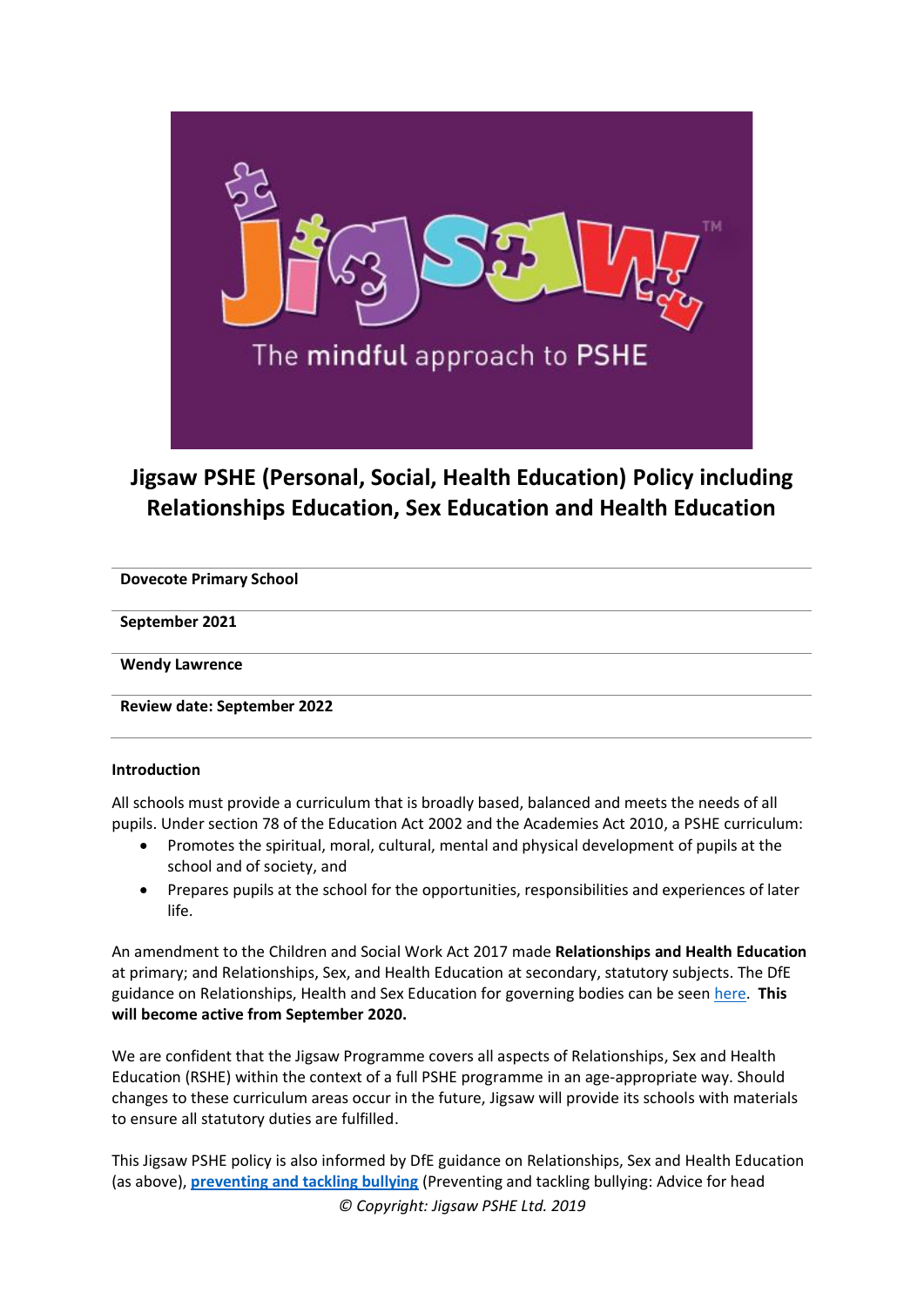# Jigsaw PSHE (Personal, Social, Health Education) Policy including Relationships Education, Sex Education and Health Education

| **Dovecote Primary School** |
|---|
| **September 2021** |
| **Wendy Lawrence** |
| **Review date: September 2022** |

**Introduction**

All schools must provide a curriculum that is broadly based, balanced and meets the needs of all pupils. Under section 78 of the Education Act 2002 and the Academies Act 2010, a PSHE curriculum:

- Promotes the spiritual, moral, cultural, mental and physical development of pupils at the school and of society, and
- Prepares pupils at the school for the opportunities, responsibilities and experiences of later life.

An amendment to the Children and Social Work Act 2017 made **Relationships and Health Education** at primary; and Relationships, Sex, and Health Education at secondary, statutory subjects. The DfE guidance on Relationships, Health and Sex Education for governing bodies can be seen here. **This will become active from September 2020.**

We are confident that the Jigsaw Programme covers all aspects of Relationships, Sex and Health Education (RSHE) within the context of a full PSHE programme in an age-appropriate way. Should changes to these curriculum areas occur in the future, Jigsaw will provide its schools with materials to ensure all statutory duties are fulfilled.

This Jigsaw PSHE policy is also informed by DfE guidance on Relationships, Sex and Health Education (as above), **preventing and tackling bullying** (Preventing and tackling bullying: Advice for head

*© Copyright: Jigsaw PSHE Ltd. 2019*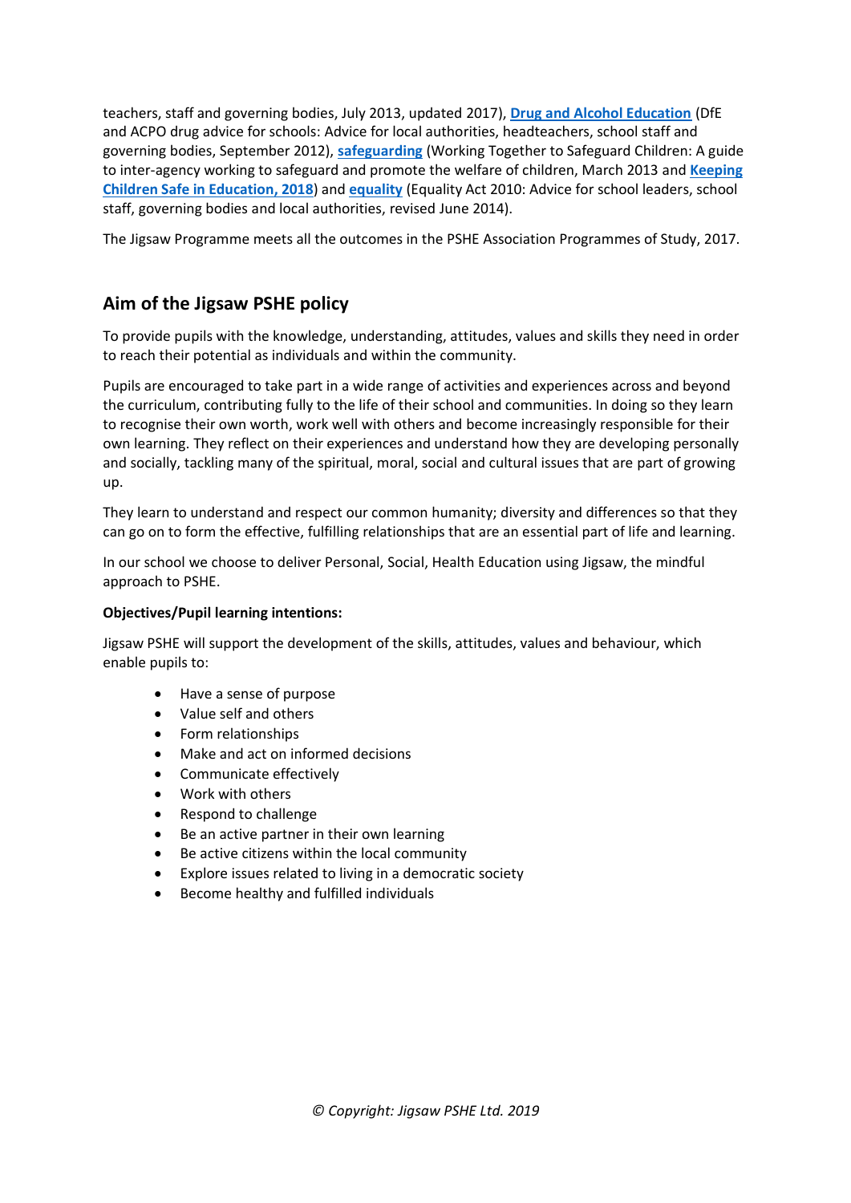teachers, staff and governing bodies, July 2013, updated 2017), **Drug and Alcohol Education** (DfE and ACPO drug advice for schools: Advice for local authorities, headteachers, school staff and governing bodies, September 2012), **safeguarding** (Working Together to Safeguard Children: A guide to inter-agency working to safeguard and promote the welfare of children, March 2013 and **Keeping Children Safe in Education, 2018**) and **equality** (Equality Act 2010: Advice for school leaders, school staff, governing bodies and local authorities, revised June 2014).

The Jigsaw Programme meets all the outcomes in the PSHE Association Programmes of Study, 2017.

## Aim of the Jigsaw PSHE policy

To provide pupils with the knowledge, understanding, attitudes, values and skills they need in order to reach their potential as individuals and within the community.

Pupils are encouraged to take part in a wide range of activities and experiences across and beyond the curriculum, contributing fully to the life of their school and communities. In doing so they learn to recognise their own worth, work well with others and become increasingly responsible for their own learning. They reflect on their experiences and understand how they are developing personally and socially, tackling many of the spiritual, moral, social and cultural issues that are part of growing up.

They learn to understand and respect our common humanity; diversity and differences so that they can go on to form the effective, fulfilling relationships that are an essential part of life and learning.

In our school we choose to deliver Personal, Social, Health Education using Jigsaw, the mindful approach to PSHE.

**Objectives/Pupil learning intentions:**

Jigsaw PSHE will support the development of the skills, attitudes, values and behaviour, which enable pupils to:

- Have a sense of purpose
- Value self and others
- Form relationships
- Make and act on informed decisions
- Communicate effectively
- Work with others
- Respond to challenge
- Be an active partner in their own learning
- Be active citizens within the local community
- Explore issues related to living in a democratic society
- Become healthy and fulfilled individuals

*© Copyright: Jigsaw PSHE Ltd. 2019*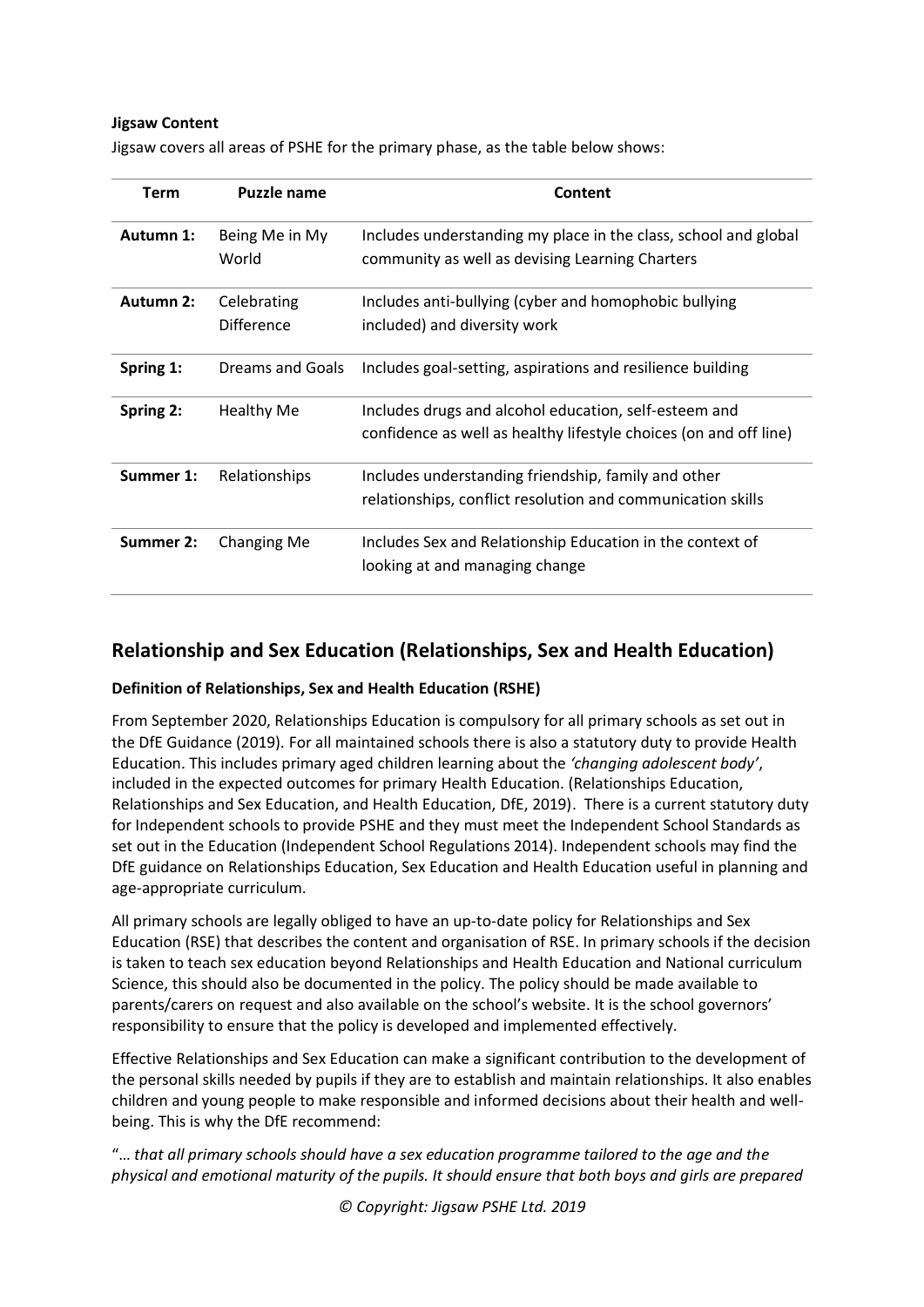**Jigsaw Content**

Jigsaw covers all areas of PSHE for the primary phase, as the table below shows:

| Term | Puzzle name | Content |
| --- | --- | --- |
| **Autumn 1:** | Being Me in My World | Includes understanding my place in the class, school and global community as well as devising Learning Charters |
| **Autumn 2:** | Celebrating Difference | Includes anti-bullying (cyber and homophobic bullying included) and diversity work |
| **Spring 1:** | Dreams and Goals | Includes goal-setting, aspirations and resilience building |
| **Spring 2:** | Healthy Me | Includes drugs and alcohol education, self-esteem and confidence as well as healthy lifestyle choices (on and off line) |
| **Summer 1:** | Relationships | Includes understanding friendship, family and other relationships, conflict resolution and communication skills |
| **Summer 2:** | Changing Me | Includes Sex and Relationship Education in the context of looking at and managing change |

## Relationship and Sex Education (Relationships, Sex and Health Education)

**Definition of Relationships, Sex and Health Education (RSHE)**

From September 2020, Relationships Education is compulsory for all primary schools as set out in the DfE Guidance (2019). For all maintained schools there is also a statutory duty to provide Health Education. This includes primary aged children learning about the *'changing adolescent body'*, included in the expected outcomes for primary Health Education. (Relationships Education, Relationships and Sex Education, and Health Education, DfE, 2019). There is a current statutory duty for Independent schools to provide PSHE and they must meet the Independent School Standards as set out in the Education (Independent School Regulations 2014). Independent schools may find the DfE guidance on Relationships Education, Sex Education and Health Education useful in planning and age-appropriate curriculum.

All primary schools are legally obliged to have an up-to-date policy for Relationships and Sex Education (RSE) that describes the content and organisation of RSE. In primary schools if the decision is taken to teach sex education beyond Relationships and Health Education and National curriculum Science, this should also be documented in the policy. The policy should be made available to parents/carers on request and also available on the school's website. It is the school governors' responsibility to ensure that the policy is developed and implemented effectively.

Effective Relationships and Sex Education can make a significant contribution to the development of the personal skills needed by pupils if they are to establish and maintain relationships. It also enables children and young people to make responsible and informed decisions about their health and well-being. This is why the DfE recommend:

"*… that all primary schools should have a sex education programme tailored to the age and the physical and emotional maturity of the pupils. It should ensure that both boys and girls are prepared*

*© Copyright: Jigsaw PSHE Ltd. 2019*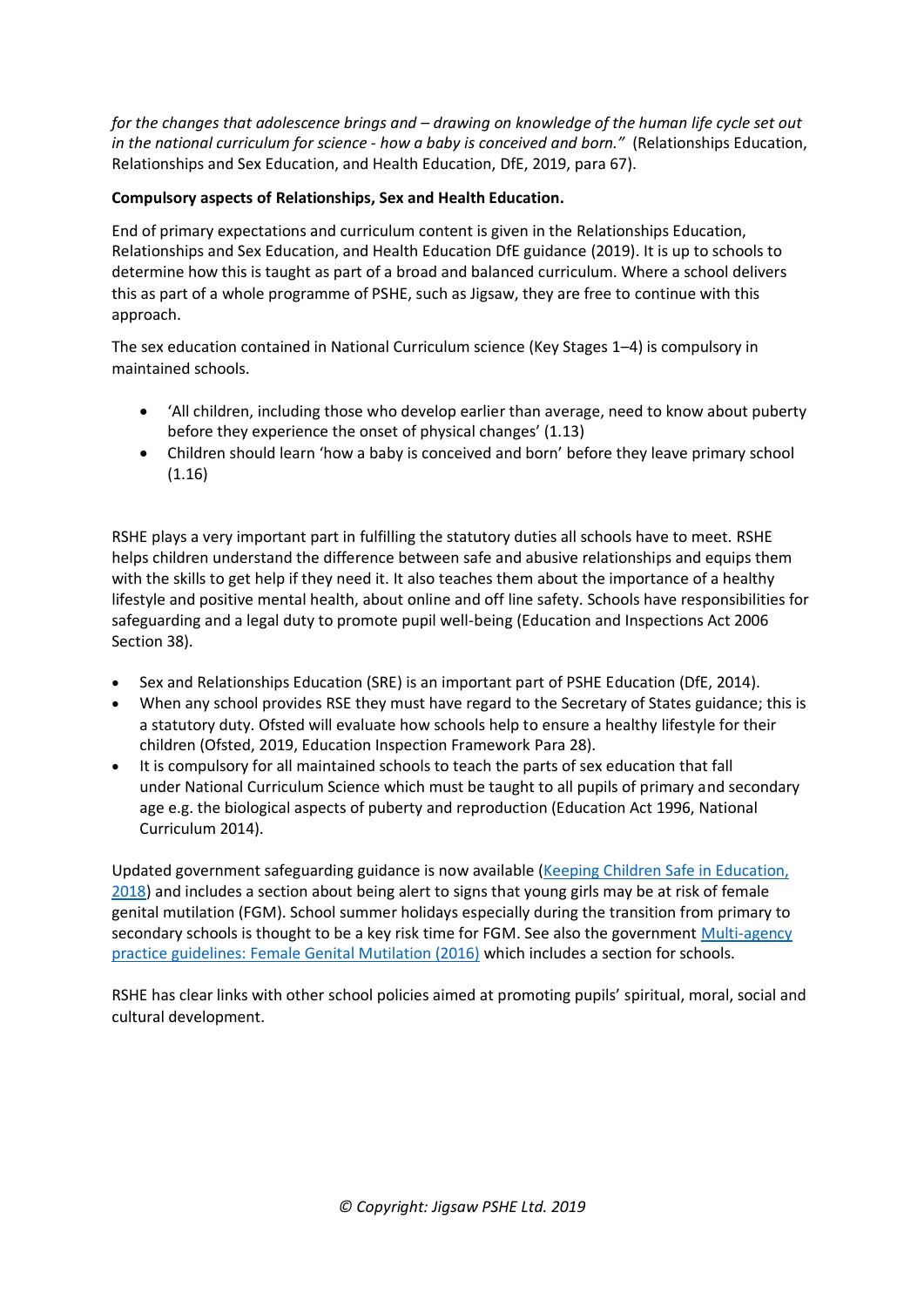*for the changes that adolescence brings and – drawing on knowledge of the human life cycle set out in the national curriculum for science - how a baby is conceived and born."* (Relationships Education, Relationships and Sex Education, and Health Education, DfE, 2019, para 67).

**Compulsory aspects of Relationships, Sex and Health Education.**

End of primary expectations and curriculum content is given in the Relationships Education, Relationships and Sex Education, and Health Education DfE guidance (2019). It is up to schools to determine how this is taught as part of a broad and balanced curriculum. Where a school delivers this as part of a whole programme of PSHE, such as Jigsaw, they are free to continue with this approach.

The sex education contained in National Curriculum science (Key Stages 1–4) is compulsory in maintained schools.

- 'All children, including those who develop earlier than average, need to know about puberty before they experience the onset of physical changes' (1.13)
- Children should learn 'how a baby is conceived and born' before they leave primary school (1.16)

RSHE plays a very important part in fulfilling the statutory duties all schools have to meet. RSHE helps children understand the difference between safe and abusive relationships and equips them with the skills to get help if they need it. It also teaches them about the importance of a healthy lifestyle and positive mental health, about online and off line safety. Schools have responsibilities for safeguarding and a legal duty to promote pupil well-being (Education and Inspections Act 2006 Section 38).

- Sex and Relationships Education (SRE) is an important part of PSHE Education (DfE, 2014).
- When any school provides RSE they must have regard to the Secretary of States guidance; this is a statutory duty. Ofsted will evaluate how schools help to ensure a healthy lifestyle for their children (Ofsted, 2019, Education Inspection Framework Para 28).
- It is compulsory for all maintained schools to teach the parts of sex education that fall under National Curriculum Science which must be taught to all pupils of primary and secondary age e.g. the biological aspects of puberty and reproduction (Education Act 1996, National Curriculum 2014).

Updated government safeguarding guidance is now available (Keeping Children Safe in Education, 2018) and includes a section about being alert to signs that young girls may be at risk of female genital mutilation (FGM). School summer holidays especially during the transition from primary to secondary schools is thought to be a key risk time for FGM. See also the government Multi-agency practice guidelines: Female Genital Mutilation (2016) which includes a section for schools.

RSHE has clear links with other school policies aimed at promoting pupils' spiritual, moral, social and cultural development.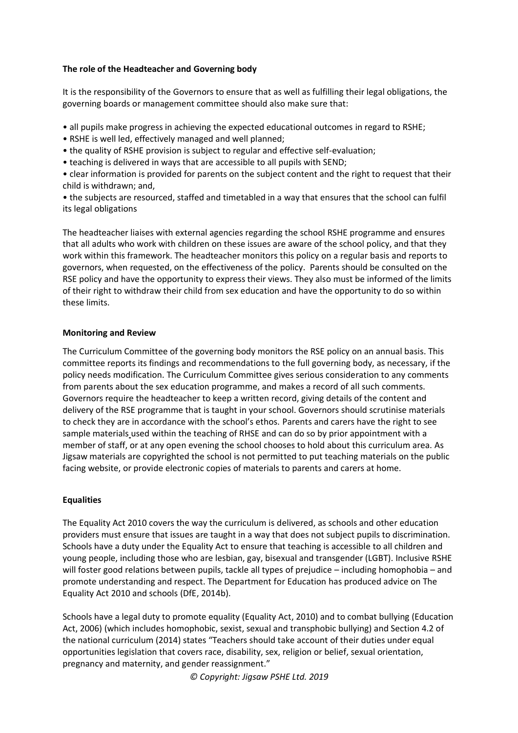**The role of the Headteacher and Governing body**

It is the responsibility of the Governors to ensure that as well as fulfilling their legal obligations, the governing boards or management committee should also make sure that:

- all pupils make progress in achieving the expected educational outcomes in regard to RSHE;
- RSHE is well led, effectively managed and well planned;
- the quality of RSHE provision is subject to regular and effective self-evaluation;
- teaching is delivered in ways that are accessible to all pupils with SEND;
- clear information is provided for parents on the subject content and the right to request that their child is withdrawn; and,
- the subjects are resourced, staffed and timetabled in a way that ensures that the school can fulfil its legal obligations

The headteacher liaises with external agencies regarding the school RSHE programme and ensures that all adults who work with children on these issues are aware of the school policy, and that they work within this framework. The headteacher monitors this policy on a regular basis and reports to governors, when requested, on the effectiveness of the policy. Parents should be consulted on the RSE policy and have the opportunity to express their views. They also must be informed of the limits of their right to withdraw their child from sex education and have the opportunity to do so within these limits.

**Monitoring and Review**

The Curriculum Committee of the governing body monitors the RSE policy on an annual basis. This committee reports its findings and recommendations to the full governing body, as necessary, if the policy needs modification. The Curriculum Committee gives serious consideration to any comments from parents about the sex education programme, and makes a record of all such comments. Governors require the headteacher to keep a written record, giving details of the content and delivery of the RSE programme that is taught in your school. Governors should scrutinise materials to check they are in accordance with the school's ethos. Parents and carers have the right to see sample materials used within the teaching of RHSE and can do so by prior appointment with a member of staff, or at any open evening the school chooses to hold about this curriculum area. As Jigsaw materials are copyrighted the school is not permitted to put teaching materials on the public facing website, or provide electronic copies of materials to parents and carers at home.

**Equalities**

The Equality Act 2010 covers the way the curriculum is delivered, as schools and other education providers must ensure that issues are taught in a way that does not subject pupils to discrimination. Schools have a duty under the Equality Act to ensure that teaching is accessible to all children and young people, including those who are lesbian, gay, bisexual and transgender (LGBT). Inclusive RSHE will foster good relations between pupils, tackle all types of prejudice – including homophobia – and promote understanding and respect. The Department for Education has produced advice on The Equality Act 2010 and schools (DfE, 2014b).

Schools have a legal duty to promote equality (Equality Act, 2010) and to combat bullying (Education Act, 2006) (which includes homophobic, sexist, sexual and transphobic bullying) and Section 4.2 of the national curriculum (2014) states "Teachers should take account of their duties under equal opportunities legislation that covers race, disability, sex, religion or belief, sexual orientation, pregnancy and maternity, and gender reassignment."

*© Copyright: Jigsaw PSHE Ltd. 2019*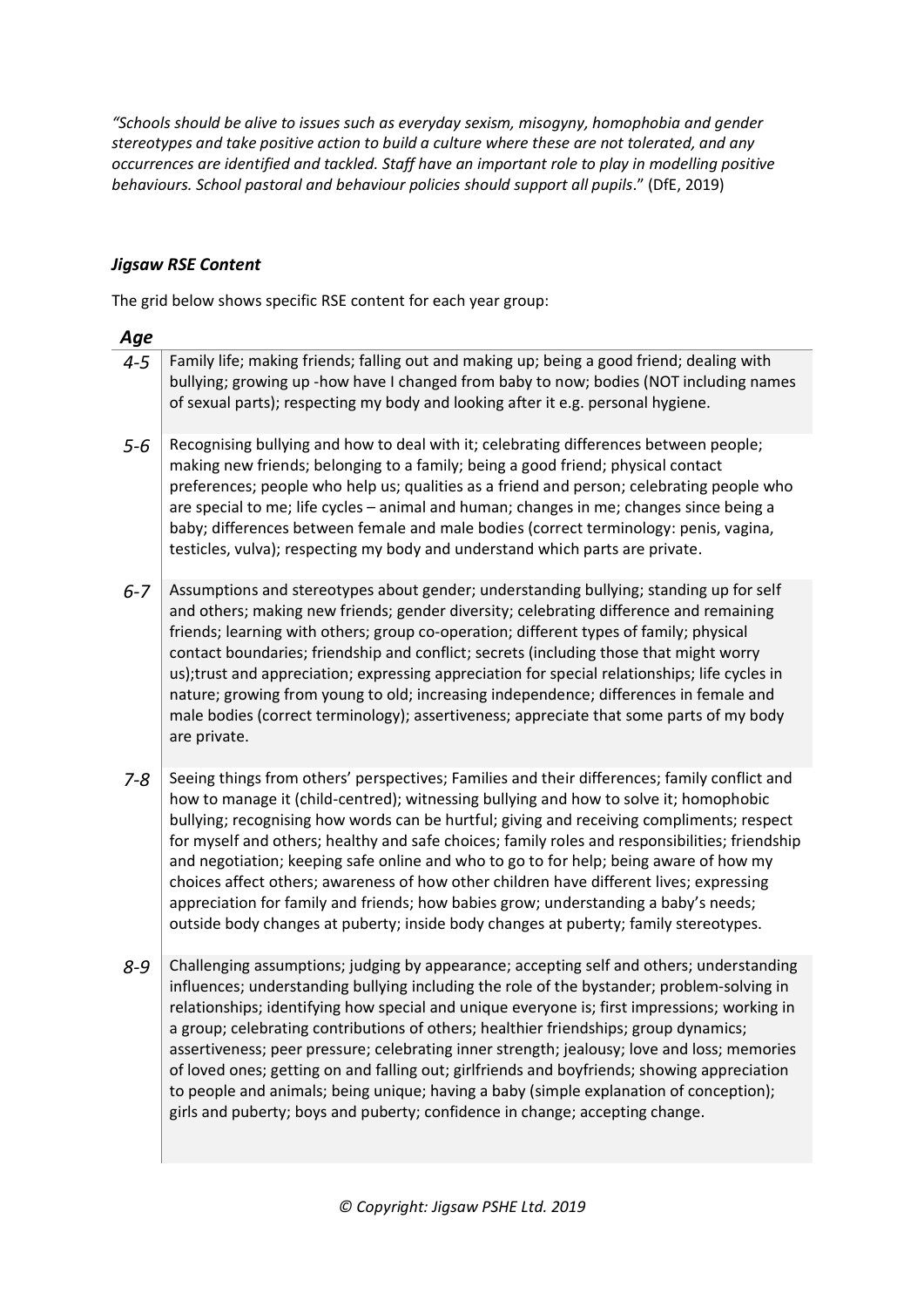*"Schools should be alive to issues such as everyday sexism, misogyny, homophobia and gender stereotypes and take positive action to build a culture where these are not tolerated, and any occurrences are identified and tackled. Staff have an important role to play in modelling positive behaviours. School pastoral and behaviour policies should support all pupils*." (DfE, 2019)

### *Jigsaw RSE Content*

The grid below shows specific RSE content for each year group:

| *Age* | |
|---|---|
| *4-5* | Family life; making friends; falling out and making up; being a good friend; dealing with bullying; growing up -how have I changed from baby to now; bodies (NOT including names of sexual parts); respecting my body and looking after it e.g. personal hygiene. |
| *5-6* | Recognising bullying and how to deal with it; celebrating differences between people; making new friends; belonging to a family; being a good friend; physical contact preferences; people who help us; qualities as a friend and person; celebrating people who are special to me; life cycles – animal and human; changes in me; changes since being a baby; differences between female and male bodies (correct terminology: penis, vagina, testicles, vulva); respecting my body and understand which parts are private. |
| *6-7* | Assumptions and stereotypes about gender; understanding bullying; standing up for self and others; making new friends; gender diversity; celebrating difference and remaining friends; learning with others; group co-operation; different types of family; physical contact boundaries; friendship and conflict; secrets (including those that might worry us);trust and appreciation; expressing appreciation for special relationships; life cycles in nature; growing from young to old; increasing independence; differences in female and male bodies (correct terminology); assertiveness; appreciate that some parts of my body are private. |
| *7-8* | Seeing things from others' perspectives; Families and their differences; family conflict and how to manage it (child-centred); witnessing bullying and how to solve it; homophobic bullying; recognising how words can be hurtful; giving and receiving compliments; respect for myself and others; healthy and safe choices; family roles and responsibilities; friendship and negotiation; keeping safe online and who to go to for help; being aware of how my choices affect others; awareness of how other children have different lives; expressing appreciation for family and friends; how babies grow; understanding a baby's needs; outside body changes at puberty; inside body changes at puberty; family stereotypes. |
| *8-9* | Challenging assumptions; judging by appearance; accepting self and others; understanding influences; understanding bullying including the role of the bystander; problem-solving in relationships; identifying how special and unique everyone is; first impressions; working in a group; celebrating contributions of others; healthier friendships; group dynamics; assertiveness; peer pressure; celebrating inner strength; jealousy; love and loss; memories of loved ones; getting on and falling out; girlfriends and boyfriends; showing appreciation to people and animals; being unique; having a baby (simple explanation of conception); girls and puberty; boys and puberty; confidence in change; accepting change. |

*© Copyright: Jigsaw PSHE Ltd. 2019*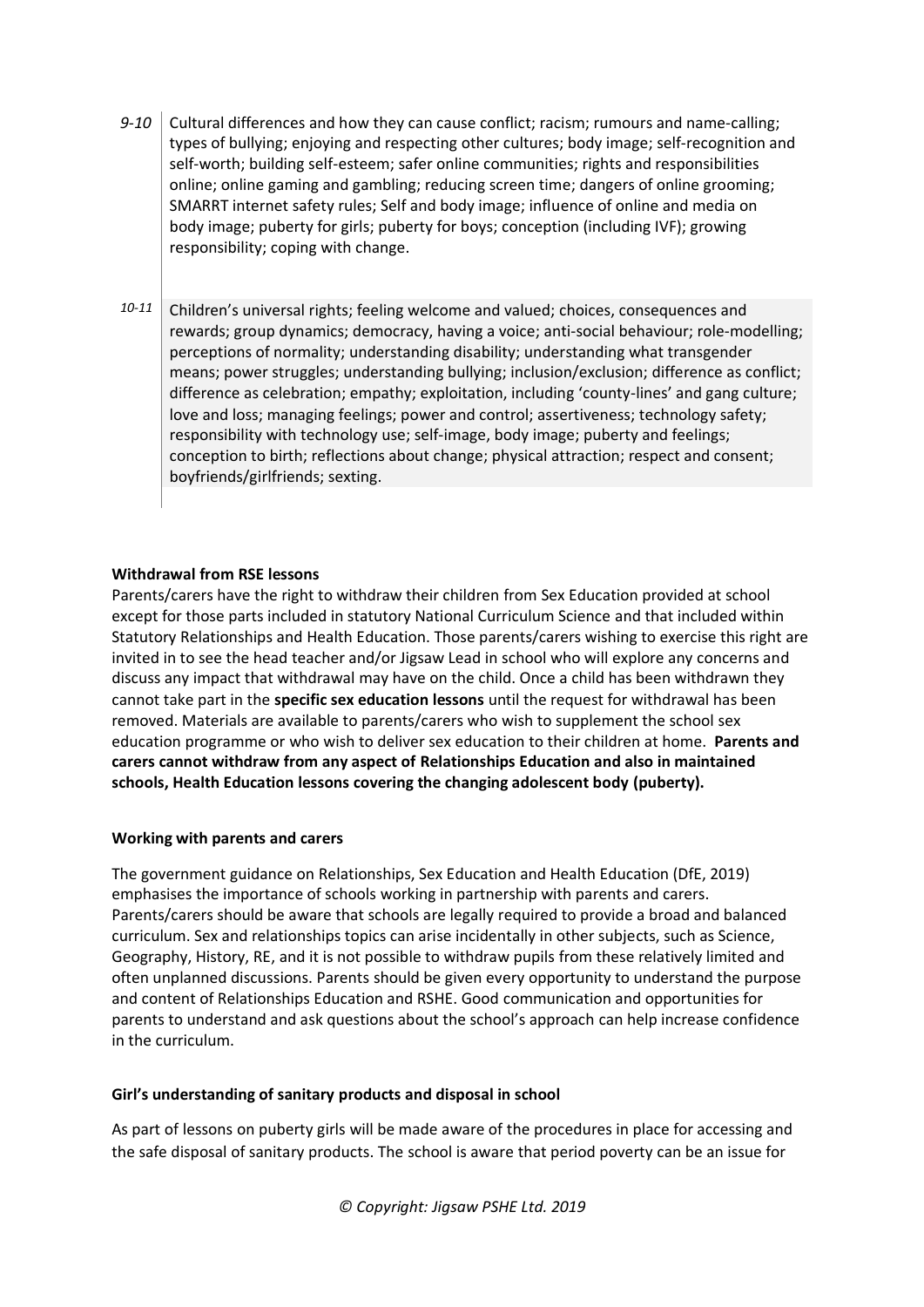| | |
|---|---|
| *9-10* | Cultural differences and how they can cause conflict; racism; rumours and name-calling; types of bullying; enjoying and respecting other cultures; body image; self-recognition and self-worth; building self-esteem; safer online communities; rights and responsibilities online; online gaming and gambling; reducing screen time; dangers of online grooming; SMARRT internet safety rules; Self and body image; influence of online and media on body image; puberty for girls; puberty for boys; conception (including IVF); growing responsibility; coping with change. |
| *10-11* | Children's universal rights; feeling welcome and valued; choices, consequences and rewards; group dynamics; democracy, having a voice; anti-social behaviour; role-modelling; perceptions of normality; understanding disability; understanding what transgender means; power struggles; understanding bullying; inclusion/exclusion; difference as conflict; difference as celebration; empathy; exploitation, including 'county-lines' and gang culture; love and loss; managing feelings; power and control; assertiveness; technology safety; responsibility with technology use; self-image, body image; puberty and feelings; conception to birth; reflections about change; physical attraction; respect and consent; boyfriends/girlfriends; sexting. |

**Withdrawal from RSE lessons**

Parents/carers have the right to withdraw their children from Sex Education provided at school except for those parts included in statutory National Curriculum Science and that included within Statutory Relationships and Health Education. Those parents/carers wishing to exercise this right are invited in to see the head teacher and/or Jigsaw Lead in school who will explore any concerns and discuss any impact that withdrawal may have on the child. Once a child has been withdrawn they cannot take part in the **specific sex education lessons** until the request for withdrawal has been removed. Materials are available to parents/carers who wish to supplement the school sex education programme or who wish to deliver sex education to their children at home. **Parents and carers cannot withdraw from any aspect of Relationships Education and also in maintained schools, Health Education lessons covering the changing adolescent body (puberty).**

**Working with parents and carers**

The government guidance on Relationships, Sex Education and Health Education (DfE, 2019) emphasises the importance of schools working in partnership with parents and carers. Parents/carers should be aware that schools are legally required to provide a broad and balanced curriculum. Sex and relationships topics can arise incidentally in other subjects, such as Science, Geography, History, RE, and it is not possible to withdraw pupils from these relatively limited and often unplanned discussions. Parents should be given every opportunity to understand the purpose and content of Relationships Education and RSHE. Good communication and opportunities for parents to understand and ask questions about the school's approach can help increase confidence in the curriculum.

**Girl's understanding of sanitary products and disposal in school**

As part of lessons on puberty girls will be made aware of the procedures in place for accessing and the safe disposal of sanitary products. The school is aware that period poverty can be an issue for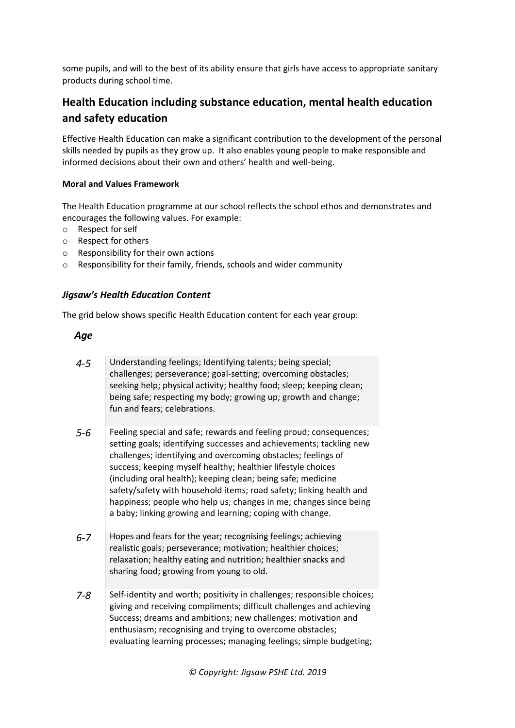some pupils, and will to the best of its ability ensure that girls have access to appropriate sanitary products during school time.

## Health Education including substance education, mental health education and safety education

Effective Health Education can make a significant contribution to the development of the personal skills needed by pupils as they grow up. It also enables young people to make responsible and informed decisions about their own and others' health and well-being.

**Moral and Values Framework**

The Health Education programme at our school reflects the school ethos and demonstrates and encourages the following values. For example:

- Respect for self
- Respect for others
- Responsibility for their own actions
- Responsibility for their family, friends, schools and wider community

### *Jigsaw's Health Education Content*

The grid below shows specific Health Education content for each year group:

| *Age* | |
|---|---|
| *4-5* | Understanding feelings; Identifying talents; being special; challenges; perseverance; goal-setting; overcoming obstacles; seeking help; physical activity; healthy food; sleep; keeping clean; being safe; respecting my body; growing up; growth and change; fun and fears; celebrations. |
| *5-6* | Feeling special and safe; rewards and feeling proud; consequences; setting goals; identifying successes and achievements; tackling new challenges; identifying and overcoming obstacles; feelings of success; keeping myself healthy; healthier lifestyle choices (including oral health); keeping clean; being safe; medicine safety/safety with household items; road safety; linking health and happiness; people who help us; changes in me; changes since being a baby; linking growing and learning; coping with change. |
| *6-7* | Hopes and fears for the year; recognising feelings; achieving realistic goals; perseverance; motivation; healthier choices; relaxation; healthy eating and nutrition; healthier snacks and sharing food; growing from young to old. |
| *7-8* | Self-identity and worth; positivity in challenges; responsible choices; giving and receiving compliments; difficult challenges and achieving Success; dreams and ambitions; new challenges; motivation and enthusiasm; recognising and trying to overcome obstacles; evaluating learning processes; managing feelings; simple budgeting; |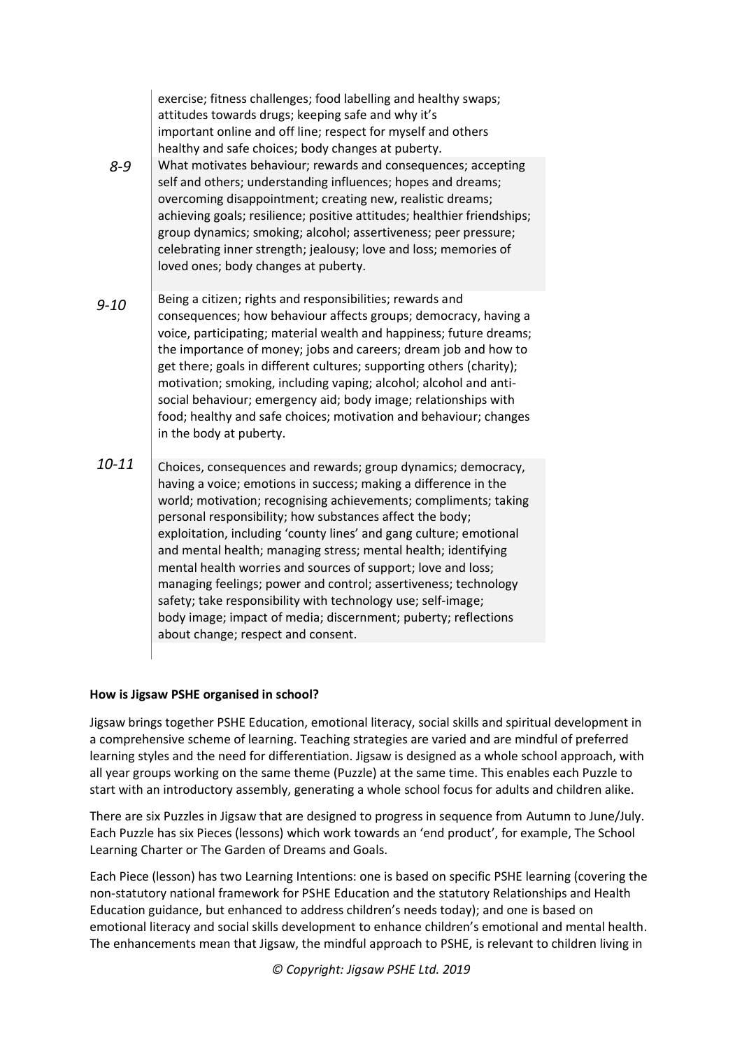| | |
|---|---|
| | exercise; fitness challenges; food labelling and healthy swaps; attitudes towards drugs; keeping safe and why it's important online and off line; respect for myself and others healthy and safe choices; body changes at puberty. |
| *8-9* | What motivates behaviour; rewards and consequences; accepting self and others; understanding influences; hopes and dreams; overcoming disappointment; creating new, realistic dreams; achieving goals; resilience; positive attitudes; healthier friendships; group dynamics; smoking; alcohol; assertiveness; peer pressure; celebrating inner strength; jealousy; love and loss; memories of loved ones; body changes at puberty. |
| *9-10* | Being a citizen; rights and responsibilities; rewards and consequences; how behaviour affects groups; democracy, having a voice, participating; material wealth and happiness; future dreams; the importance of money; jobs and careers; dream job and how to get there; goals in different cultures; supporting others (charity); motivation; smoking, including vaping; alcohol; alcohol and anti-social behaviour; emergency aid; body image; relationships with food; healthy and safe choices; motivation and behaviour; changes in the body at puberty. |
| *10-11* | Choices, consequences and rewards; group dynamics; democracy, having a voice; emotions in success; making a difference in the world; motivation; recognising achievements; compliments; taking personal responsibility; how substances affect the body; exploitation, including 'county lines' and gang culture; emotional and mental health; managing stress; mental health; identifying mental health worries and sources of support; love and loss; managing feelings; power and control; assertiveness; technology safety; take responsibility with technology use; self-image; body image; impact of media; discernment; puberty; reflections about change; respect and consent. |

**How is Jigsaw PSHE organised in school?**

Jigsaw brings together PSHE Education, emotional literacy, social skills and spiritual development in a comprehensive scheme of learning. Teaching strategies are varied and are mindful of preferred learning styles and the need for differentiation. Jigsaw is designed as a whole school approach, with all year groups working on the same theme (Puzzle) at the same time. This enables each Puzzle to start with an introductory assembly, generating a whole school focus for adults and children alike.

There are six Puzzles in Jigsaw that are designed to progress in sequence from Autumn to June/July. Each Puzzle has six Pieces (lessons) which work towards an 'end product', for example, The School Learning Charter or The Garden of Dreams and Goals.

Each Piece (lesson) has two Learning Intentions: one is based on specific PSHE learning (covering the non-statutory national framework for PSHE Education and the statutory Relationships and Health Education guidance, but enhanced to address children's needs today); and one is based on emotional literacy and social skills development to enhance children's emotional and mental health. The enhancements mean that Jigsaw, the mindful approach to PSHE, is relevant to children living in

*© Copyright: Jigsaw PSHE Ltd. 2019*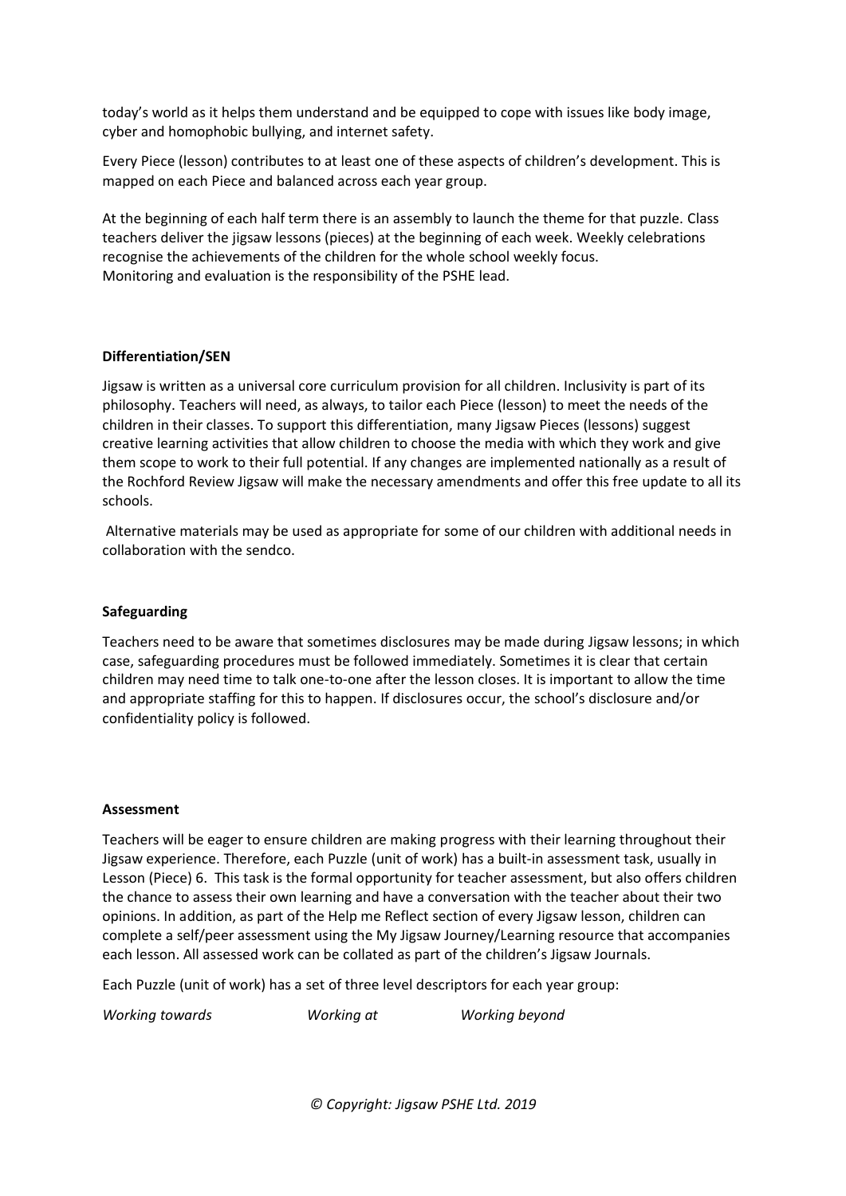today's world as it helps them understand and be equipped to cope with issues like body image, cyber and homophobic bullying, and internet safety.

Every Piece (lesson) contributes to at least one of these aspects of children's development. This is mapped on each Piece and balanced across each year group.

At the beginning of each half term there is an assembly to launch the theme for that puzzle. Class teachers deliver the jigsaw lessons (pieces) at the beginning of each week. Weekly celebrations recognise the achievements of the children for the whole school weekly focus.
Monitoring and evaluation is the responsibility of the PSHE lead.

**Differentiation/SEN**

Jigsaw is written as a universal core curriculum provision for all children. Inclusivity is part of its philosophy. Teachers will need, as always, to tailor each Piece (lesson) to meet the needs of the children in their classes. To support this differentiation, many Jigsaw Pieces (lessons) suggest creative learning activities that allow children to choose the media with which they work and give them scope to work to their full potential. If any changes are implemented nationally as a result of the Rochford Review Jigsaw will make the necessary amendments and offer this free update to all its schools.

Alternative materials may be used as appropriate for some of our children with additional needs in collaboration with the sendco.

**Safeguarding**

Teachers need to be aware that sometimes disclosures may be made during Jigsaw lessons; in which case, safeguarding procedures must be followed immediately. Sometimes it is clear that certain children may need time to talk one-to-one after the lesson closes. It is important to allow the time and appropriate staffing for this to happen. If disclosures occur, the school's disclosure and/or confidentiality policy is followed.

**Assessment**

Teachers will be eager to ensure children are making progress with their learning throughout their Jigsaw experience. Therefore, each Puzzle (unit of work) has a built-in assessment task, usually in Lesson (Piece) 6. This task is the formal opportunity for teacher assessment, but also offers children the chance to assess their own learning and have a conversation with the teacher about their two opinions. In addition, as part of the Help me Reflect section of every Jigsaw lesson, children can complete a self/peer assessment using the My Jigsaw Journey/Learning resource that accompanies each lesson. All assessed work can be collated as part of the children's Jigsaw Journals.

Each Puzzle (unit of work) has a set of three level descriptors for each year group:

*Working towards* *Working at* *Working beyond*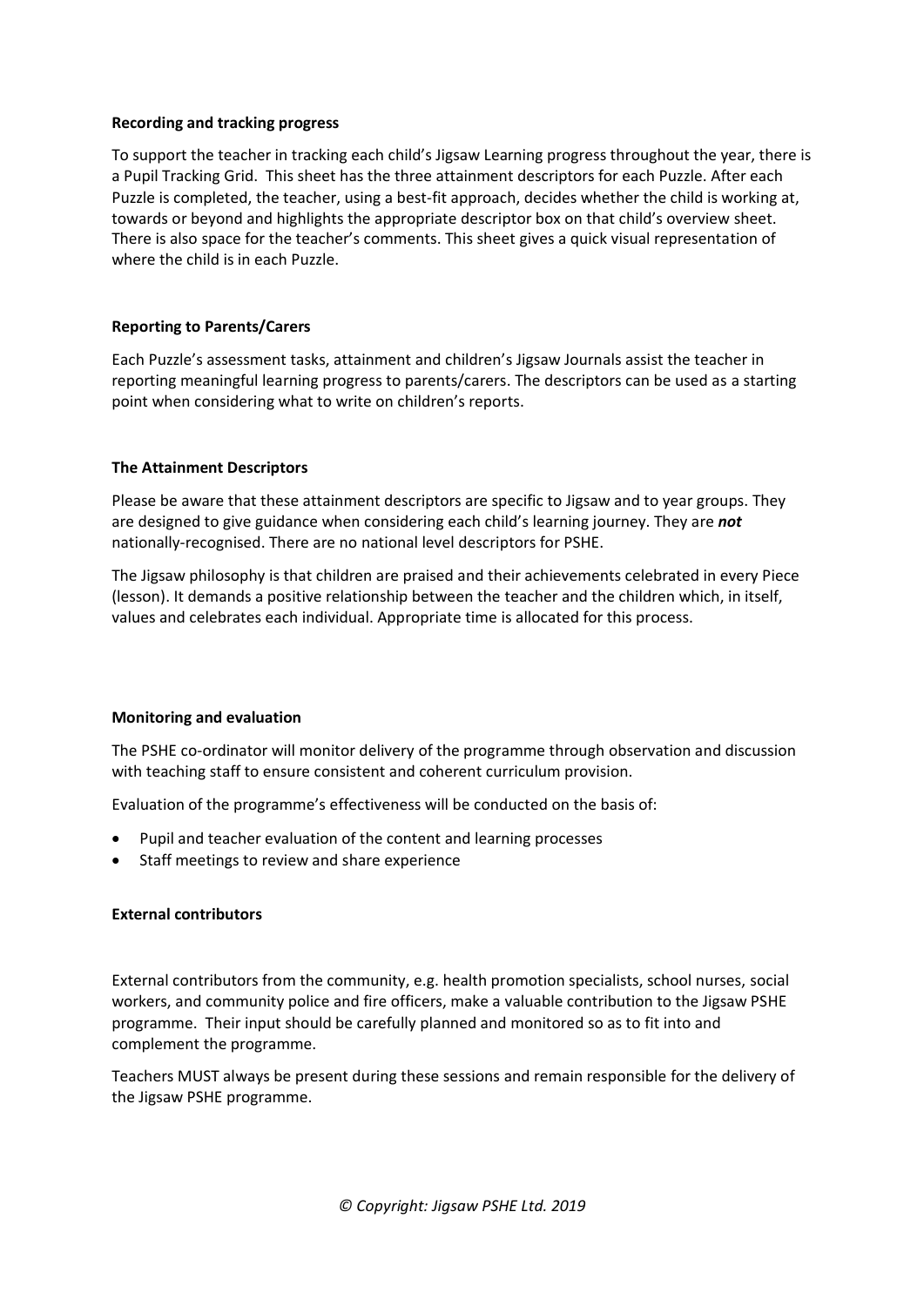**Recording and tracking progress**

To support the teacher in tracking each child's Jigsaw Learning progress throughout the year, there is a Pupil Tracking Grid. This sheet has the three attainment descriptors for each Puzzle. After each Puzzle is completed, the teacher, using a best-fit approach, decides whether the child is working at, towards or beyond and highlights the appropriate descriptor box on that child's overview sheet. There is also space for the teacher's comments. This sheet gives a quick visual representation of where the child is in each Puzzle.

**Reporting to Parents/Carers**

Each Puzzle's assessment tasks, attainment and children's Jigsaw Journals assist the teacher in reporting meaningful learning progress to parents/carers. The descriptors can be used as a starting point when considering what to write on children's reports.

**The Attainment Descriptors**

Please be aware that these attainment descriptors are specific to Jigsaw and to year groups. They are designed to give guidance when considering each child's learning journey. They are ***not*** nationally-recognised. There are no national level descriptors for PSHE.

The Jigsaw philosophy is that children are praised and their achievements celebrated in every Piece (lesson). It demands a positive relationship between the teacher and the children which, in itself, values and celebrates each individual. Appropriate time is allocated for this process.

**Monitoring and evaluation**

The PSHE co-ordinator will monitor delivery of the programme through observation and discussion with teaching staff to ensure consistent and coherent curriculum provision.

Evaluation of the programme's effectiveness will be conducted on the basis of:

- Pupil and teacher evaluation of the content and learning processes
- Staff meetings to review and share experience

**External contributors**

External contributors from the community, e.g. health promotion specialists, school nurses, social workers, and community police and fire officers, make a valuable contribution to the Jigsaw PSHE programme. Their input should be carefully planned and monitored so as to fit into and complement the programme.

Teachers MUST always be present during these sessions and remain responsible for the delivery of the Jigsaw PSHE programme.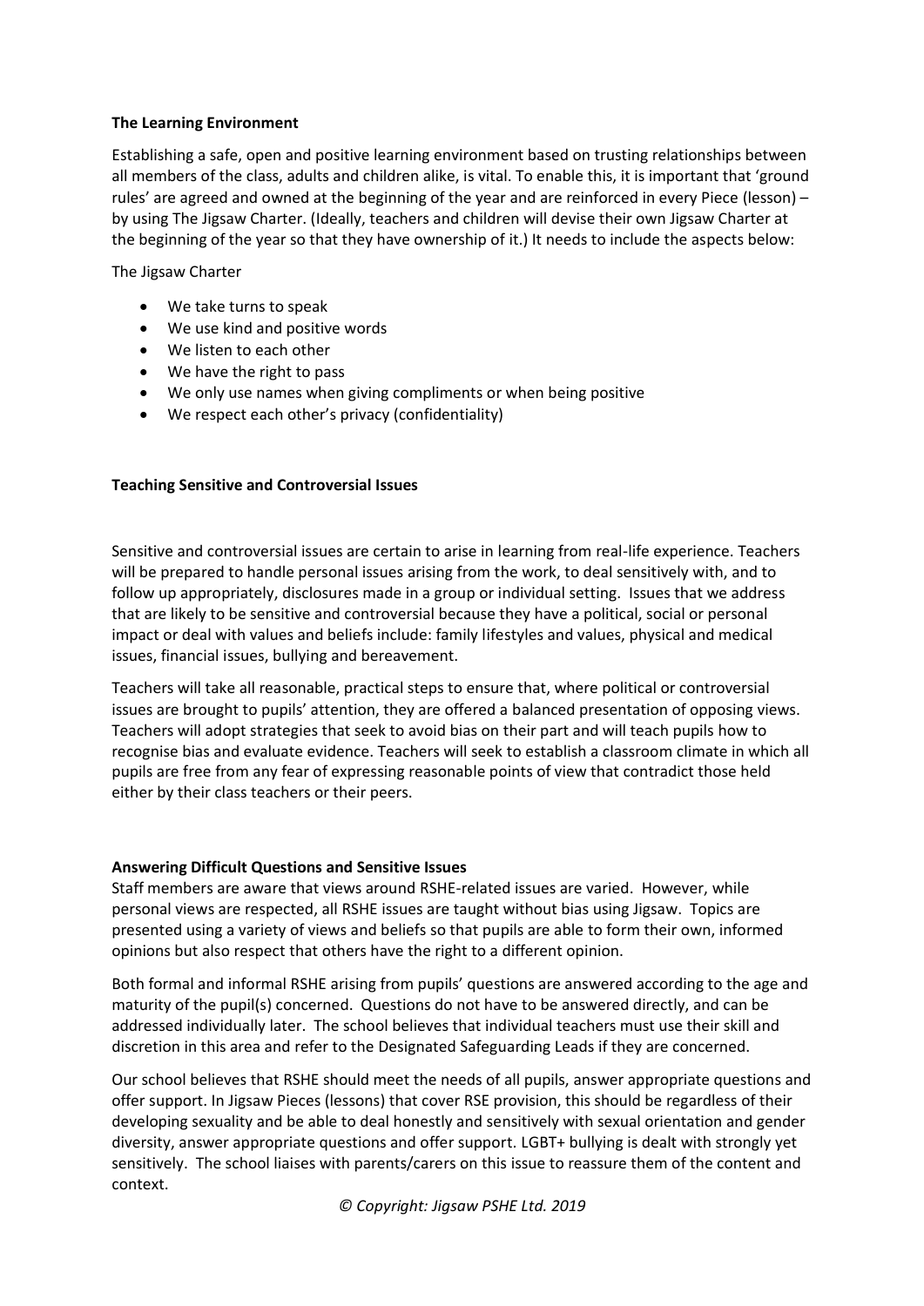**The Learning Environment**

Establishing a safe, open and positive learning environment based on trusting relationships between all members of the class, adults and children alike, is vital. To enable this, it is important that 'ground rules' are agreed and owned at the beginning of the year and are reinforced in every Piece (lesson) – by using The Jigsaw Charter. (Ideally, teachers and children will devise their own Jigsaw Charter at the beginning of the year so that they have ownership of it.) It needs to include the aspects below:

The Jigsaw Charter

- We take turns to speak
- We use kind and positive words
- We listen to each other
- We have the right to pass
- We only use names when giving compliments or when being positive
- We respect each other's privacy (confidentiality)

**Teaching Sensitive and Controversial Issues**

Sensitive and controversial issues are certain to arise in learning from real-life experience. Teachers will be prepared to handle personal issues arising from the work, to deal sensitively with, and to follow up appropriately, disclosures made in a group or individual setting. Issues that we address that are likely to be sensitive and controversial because they have a political, social or personal impact or deal with values and beliefs include: family lifestyles and values, physical and medical issues, financial issues, bullying and bereavement.

Teachers will take all reasonable, practical steps to ensure that, where political or controversial issues are brought to pupils' attention, they are offered a balanced presentation of opposing views. Teachers will adopt strategies that seek to avoid bias on their part and will teach pupils how to recognise bias and evaluate evidence. Teachers will seek to establish a classroom climate in which all pupils are free from any fear of expressing reasonable points of view that contradict those held either by their class teachers or their peers.

**Answering Difficult Questions and Sensitive Issues**

Staff members are aware that views around RSHE-related issues are varied. However, while personal views are respected, all RSHE issues are taught without bias using Jigsaw. Topics are presented using a variety of views and beliefs so that pupils are able to form their own, informed opinions but also respect that others have the right to a different opinion.

Both formal and informal RSHE arising from pupils' questions are answered according to the age and maturity of the pupil(s) concerned. Questions do not have to be answered directly, and can be addressed individually later. The school believes that individual teachers must use their skill and discretion in this area and refer to the Designated Safeguarding Leads if they are concerned.

Our school believes that RSHE should meet the needs of all pupils, answer appropriate questions and offer support. In Jigsaw Pieces (lessons) that cover RSE provision, this should be regardless of their developing sexuality and be able to deal honestly and sensitively with sexual orientation and gender diversity, answer appropriate questions and offer support. LGBT+ bullying is dealt with strongly yet sensitively. The school liaises with parents/carers on this issue to reassure them of the content and context.

*© Copyright: Jigsaw PSHE Ltd. 2019*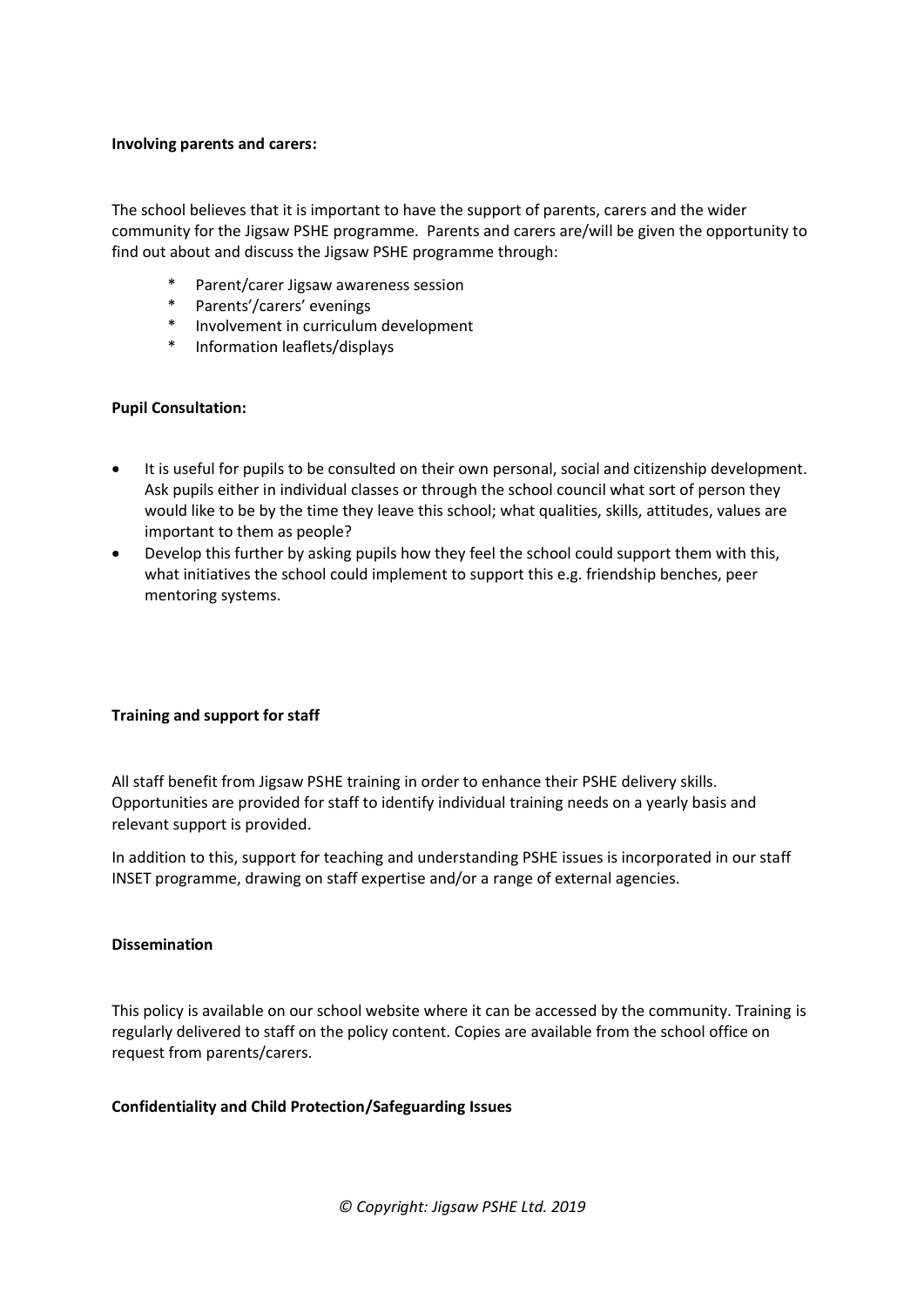**Involving parents and carers:**

The school believes that it is important to have the support of parents, carers and the wider community for the Jigsaw PSHE programme. Parents and carers are/will be given the opportunity to find out about and discuss the Jigsaw PSHE programme through:

- Parent/carer Jigsaw awareness session
- Parents'/carers' evenings
- Involvement in curriculum development
- Information leaflets/displays

**Pupil Consultation:**

- It is useful for pupils to be consulted on their own personal, social and citizenship development. Ask pupils either in individual classes or through the school council what sort of person they would like to be by the time they leave this school; what qualities, skills, attitudes, values are important to them as people?
- Develop this further by asking pupils how they feel the school could support them with this, what initiatives the school could implement to support this e.g. friendship benches, peer mentoring systems.

**Training and support for staff**

All staff benefit from Jigsaw PSHE training in order to enhance their PSHE delivery skills. Opportunities are provided for staff to identify individual training needs on a yearly basis and relevant support is provided.

In addition to this, support for teaching and understanding PSHE issues is incorporated in our staff INSET programme, drawing on staff expertise and/or a range of external agencies.

**Dissemination**

This policy is available on our school website where it can be accessed by the community. Training is regularly delivered to staff on the policy content. Copies are available from the school office on request from parents/carers.

**Confidentiality and Child Protection/Safeguarding Issues**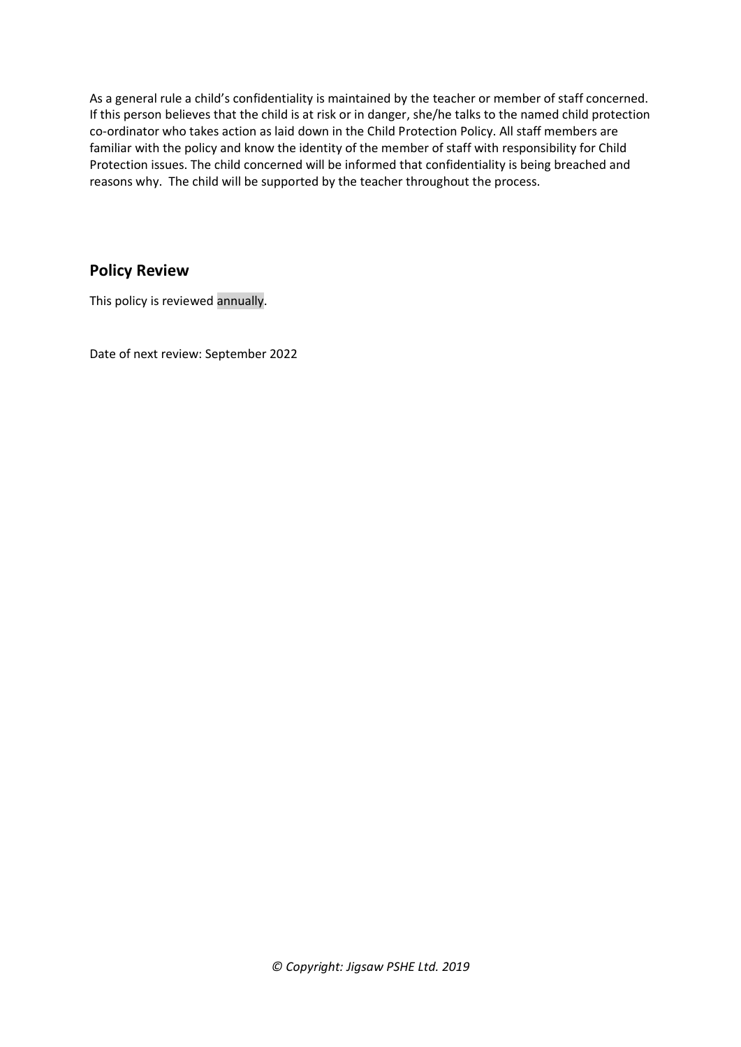As a general rule a child's confidentiality is maintained by the teacher or member of staff concerned. If this person believes that the child is at risk or in danger, she/he talks to the named child protection co-ordinator who takes action as laid down in the Child Protection Policy. All staff members are familiar with the policy and know the identity of the member of staff with responsibility for Child Protection issues. The child concerned will be informed that confidentiality is being breached and reasons why. The child will be supported by the teacher throughout the process.

## Policy Review

This policy is reviewed annually.

Date of next review: September 2022

*© Copyright: Jigsaw PSHE Ltd. 2019*